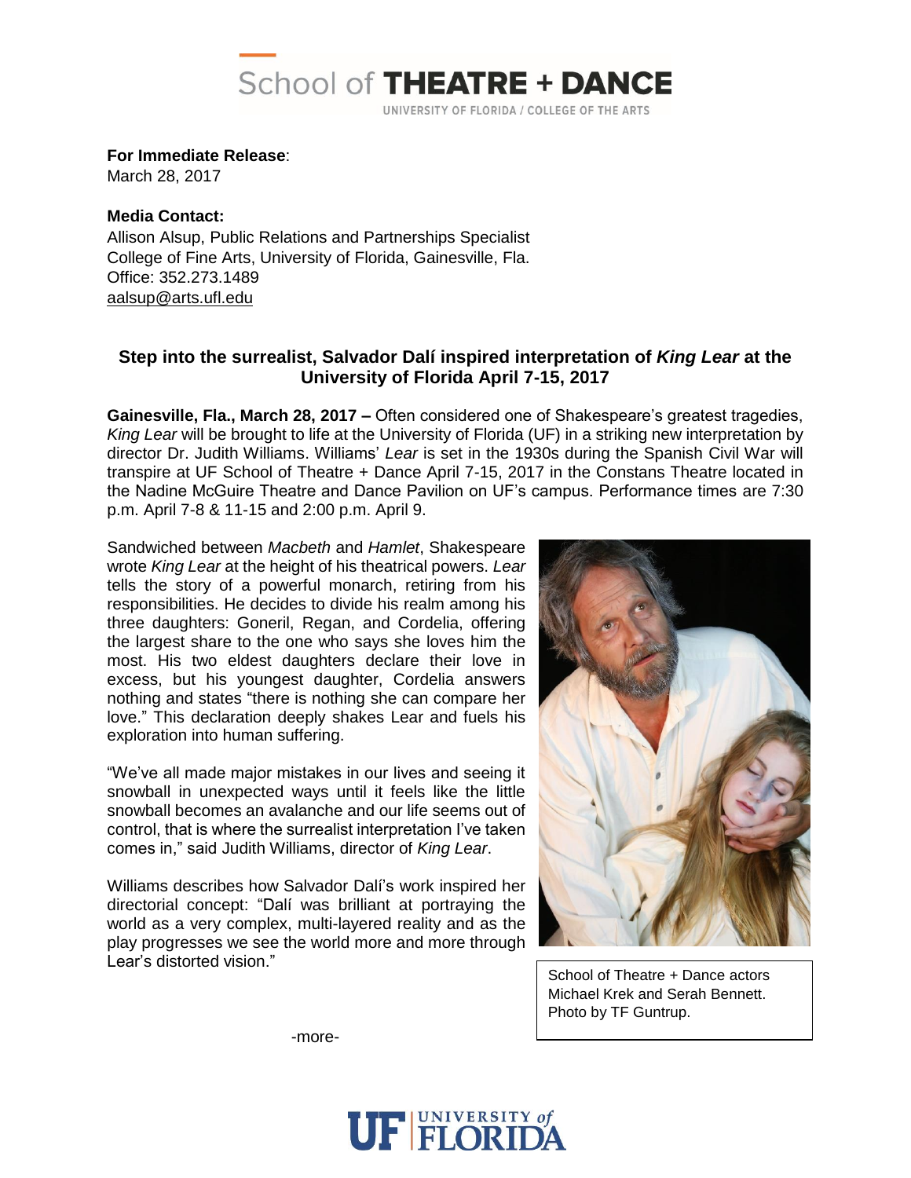School of **THEATRE + DANCE**

UNIVERSITY OF FLORIDA / COLLEGE OF THE ARTS

**For Immediate Release**:
March 28, 2017

**Media Contact:**
Allison Alsup, Public Relations and Partnerships Specialist
College of Fine Arts, University of Florida, Gainesville, Fla.
Office: 352.273.1489
aalsup@arts.ufl.edu

## Step into the surrealist, Salvador Dalí inspired interpretation of *King Lear* at the University of Florida April 7-15, 2017

**Gainesville, Fla., March 28, 2017 –** Often considered one of Shakespeare's greatest tragedies, *King Lear* will be brought to life at the University of Florida (UF) in a striking new interpretation by director Dr. Judith Williams. Williams' *Lear* is set in the 1930s during the Spanish Civil War will transpire at UF School of Theatre + Dance April 7-15, 2017 in the Constans Theatre located in the Nadine McGuire Theatre and Dance Pavilion on UF's campus. Performance times are 7:30 p.m. April 7-8 & 11-15 and 2:00 p.m. April 9.

Sandwiched between *Macbeth* and *Hamlet*, Shakespeare wrote *King Lear* at the height of his theatrical powers. *Lear* tells the story of a powerful monarch, retiring from his responsibilities. He decides to divide his realm among his three daughters: Goneril, Regan, and Cordelia, offering the largest share to the one who says she loves him the most. His two eldest daughters declare their love in excess, but his youngest daughter, Cordelia answers nothing and states "there is nothing she can compare her love." This declaration deeply shakes Lear and fuels his exploration into human suffering.

"We've all made major mistakes in our lives and seeing it snowball in unexpected ways until it feels like the little snowball becomes an avalanche and our life seems out of control, that is where the surrealist interpretation I've taken comes in," said Judith Williams, director of *King Lear*.

Williams describes how Salvador Dalí's work inspired her directorial concept: "Dalí was brilliant at portraying the world as a very complex, multi-layered reality and as the play progresses we see the world more and more through Lear's distorted vision."

School of Theatre + Dance actors Michael Krek and Serah Bennett. Photo by TF Guntrup.

-more-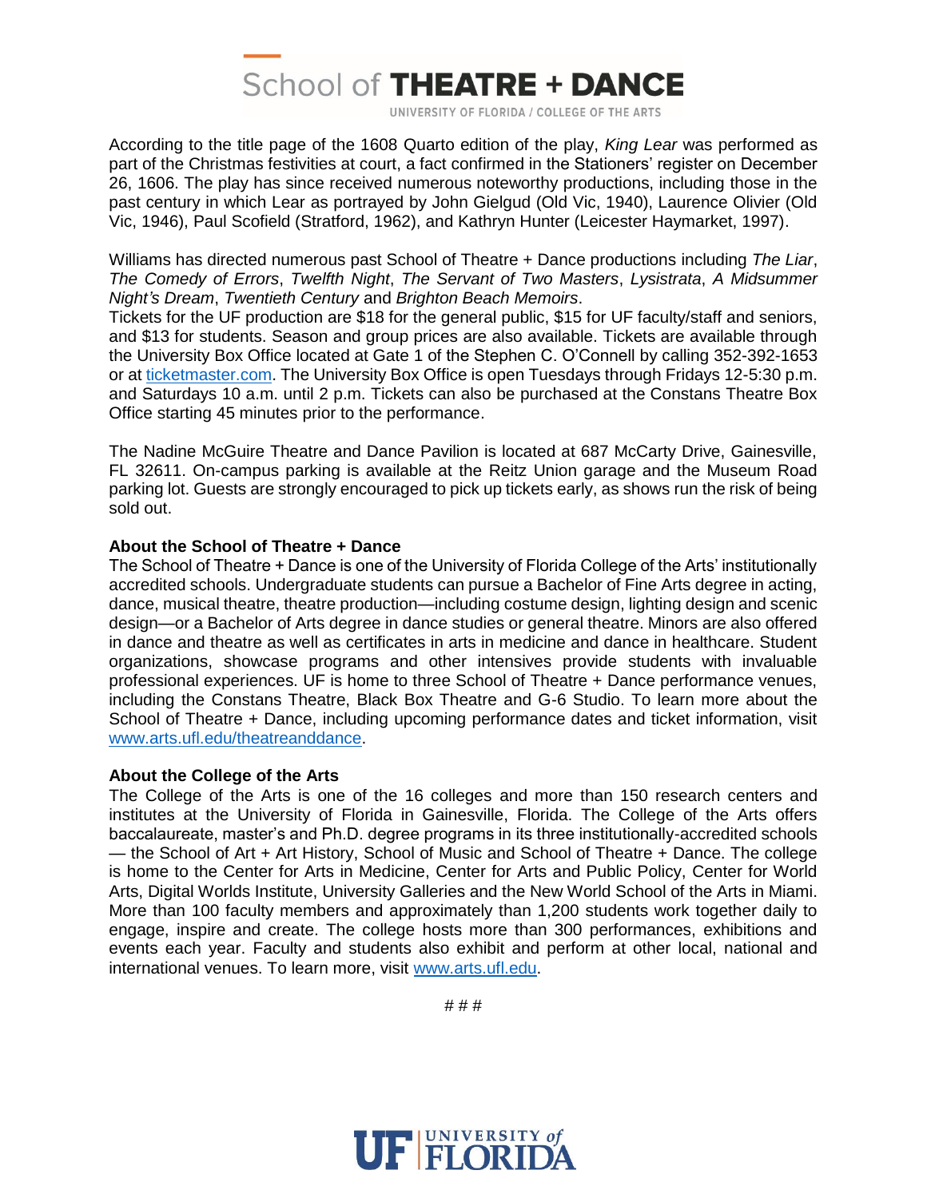According to the title page of the 1608 Quarto edition of the play, *King Lear* was performed as part of the Christmas festivities at court, a fact confirmed in the Stationers' register on December 26, 1606. The play has since received numerous noteworthy productions, including those in the past century in which Lear as portrayed by John Gielgud (Old Vic, 1940), Laurence Olivier (Old Vic, 1946), Paul Scofield (Stratford, 1962), and Kathryn Hunter (Leicester Haymarket, 1997).

Williams has directed numerous past School of Theatre + Dance productions including *The Liar*, *The Comedy of Errors*, *Twelfth Night*, *The Servant of Two Masters*, *Lysistrata*, *A Midsummer Night's Dream*, *Twentieth Century* and *Brighton Beach Memoirs*.

Tickets for the UF production are $18 for the general public, $15 for UF faculty/staff and seniors, and $13 for students. Season and group prices are also available. Tickets are available through the University Box Office located at Gate 1 of the Stephen C. O'Connell by calling 352-392-1653 or at ticketmaster.com. The University Box Office is open Tuesdays through Fridays 12-5:30 p.m. and Saturdays 10 a.m. until 2 p.m. Tickets can also be purchased at the Constans Theatre Box Office starting 45 minutes prior to the performance.

The Nadine McGuire Theatre and Dance Pavilion is located at 687 McCarty Drive, Gainesville, FL 32611. On-campus parking is available at the Reitz Union garage and the Museum Road parking lot. Guests are strongly encouraged to pick up tickets early, as shows run the risk of being sold out.

**About the School of Theatre + Dance**

The School of Theatre + Dance is one of the University of Florida College of the Arts' institutionally accredited schools. Undergraduate students can pursue a Bachelor of Fine Arts degree in acting, dance, musical theatre, theatre production—including costume design, lighting design and scenic design—or a Bachelor of Arts degree in dance studies or general theatre. Minors are also offered in dance and theatre as well as certificates in arts in medicine and dance in healthcare. Student organizations, showcase programs and other intensives provide students with invaluable professional experiences. UF is home to three School of Theatre + Dance performance venues, including the Constans Theatre, Black Box Theatre and G-6 Studio. To learn more about the School of Theatre + Dance, including upcoming performance dates and ticket information, visit www.arts.ufl.edu/theatreanddance.

**About the College of the Arts**

The College of the Arts is one of the 16 colleges and more than 150 research centers and institutes at the University of Florida in Gainesville, Florida. The College of the Arts offers baccalaureate, master's and Ph.D. degree programs in its three institutionally-accredited schools — the School of Art + Art History, School of Music and School of Theatre + Dance. The college is home to the Center for Arts in Medicine, Center for Arts and Public Policy, Center for World Arts, Digital Worlds Institute, University Galleries and the New World School of the Arts in Miami. More than 100 faculty members and approximately than 1,200 students work together daily to engage, inspire and create. The college hosts more than 300 performances, exhibitions and events each year. Faculty and students also exhibit and perform at other local, national and international venues. To learn more, visit www.arts.ufl.edu.

# # #